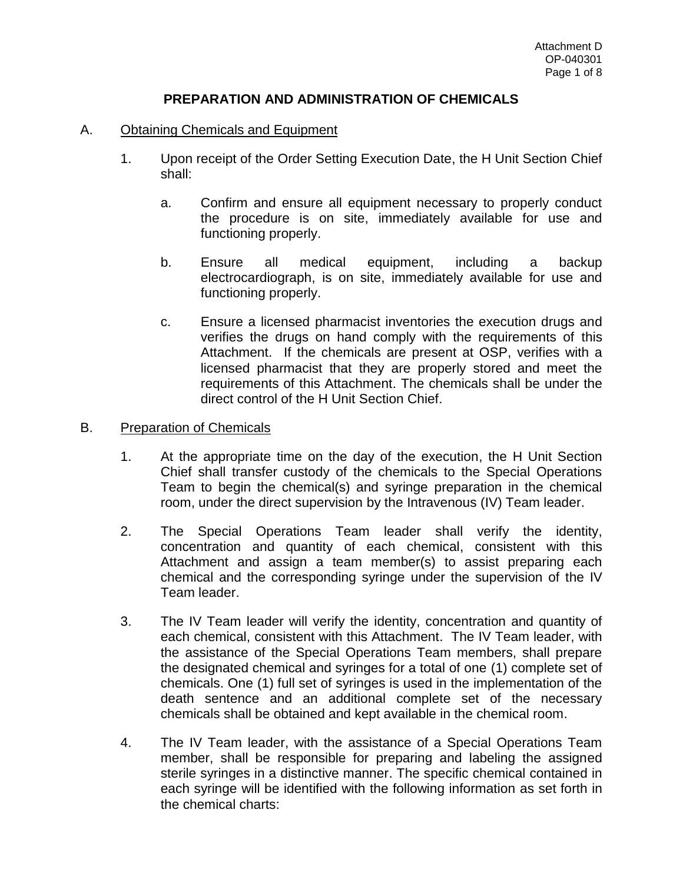## PREPARATION AND ADMINISTRATION OF CHEMICALS

A. Obtaining Chemicals and Equipment

1. Upon receipt of the Order Setting Execution Date, the H Unit Section Chief shall:

   a. Confirm and ensure all equipment necessary to properly conduct the procedure is on site, immediately available for use and functioning properly.

   b. Ensure all medical equipment, including a backup electrocardiograph, is on site, immediately available for use and functioning properly.

   c. Ensure a licensed pharmacist inventories the execution drugs and verifies the drugs on hand comply with the requirements of this Attachment. If the chemicals are present at OSP, verifies with a licensed pharmacist that they are properly stored and meet the requirements of this Attachment. The chemicals shall be under the direct control of the H Unit Section Chief.

B. Preparation of Chemicals

1. At the appropriate time on the day of the execution, the H Unit Section Chief shall transfer custody of the chemicals to the Special Operations Team to begin the chemical(s) and syringe preparation in the chemical room, under the direct supervision by the Intravenous (IV) Team leader.

2. The Special Operations Team leader shall verify the identity, concentration and quantity of each chemical, consistent with this Attachment and assign a team member(s) to assist preparing each chemical and the corresponding syringe under the supervision of the IV Team leader.

3. The IV Team leader will verify the identity, concentration and quantity of each chemical, consistent with this Attachment. The IV Team leader, with the assistance of the Special Operations Team members, shall prepare the designated chemical and syringes for a total of one (1) complete set of chemicals. One (1) full set of syringes is used in the implementation of the death sentence and an additional complete set of the necessary chemicals shall be obtained and kept available in the chemical room.

4. The IV Team leader, with the assistance of a Special Operations Team member, shall be responsible for preparing and labeling the assigned sterile syringes in a distinctive manner. The specific chemical contained in each syringe will be identified with the following information as set forth in the chemical charts: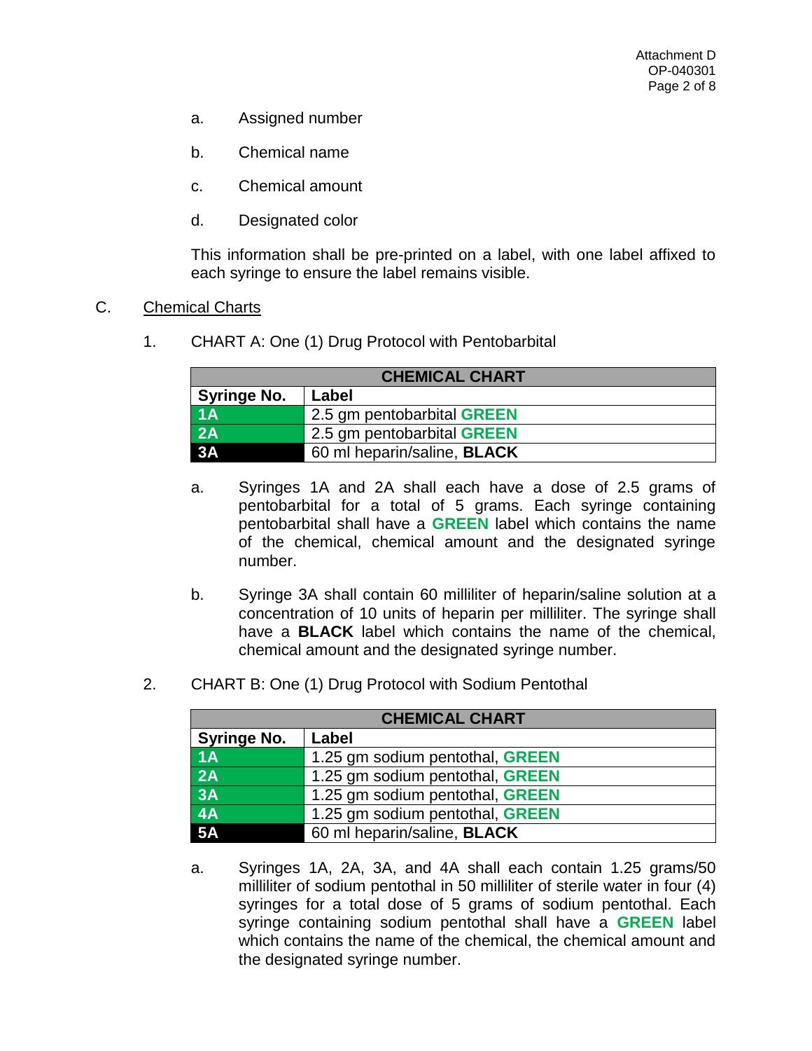a. Assigned number

b. Chemical name

c. Chemical amount

d. Designated color

This information shall be pre-printed on a label, with one label affixed to each syringe to ensure the label remains visible.

C. Chemical Charts

1. CHART A: One (1) Drug Protocol with Pentobarbital

| CHEMICAL CHART | |
|---|---|
| **Syringe No.** | **Label** |
| **1A** | 2.5 gm pentobarbital **GREEN** |
| **2A** | 2.5 gm pentobarbital **GREEN** |
| **3A** | 60 ml heparin/saline, **BLACK** |

a. Syringes 1A and 2A shall each have a dose of 2.5 grams of pentobarbital for a total of 5 grams. Each syringe containing pentobarbital shall have a **GREEN** label which contains the name of the chemical, chemical amount and the designated syringe number.

b. Syringe 3A shall contain 60 milliliter of heparin/saline solution at a concentration of 10 units of heparin per milliliter. The syringe shall have a **BLACK** label which contains the name of the chemical, chemical amount and the designated syringe number.

2. CHART B: One (1) Drug Protocol with Sodium Pentothal

| CHEMICAL CHART | |
|---|---|
| **Syringe No.** | **Label** |
| **1A** | 1.25 gm sodium pentothal, **GREEN** |
| **2A** | 1.25 gm sodium pentothal, **GREEN** |
| **3A** | 1.25 gm sodium pentothal, **GREEN** |
| **4A** | 1.25 gm sodium pentothal, **GREEN** |
| **5A** | 60 ml heparin/saline, **BLACK** |

a. Syringes 1A, 2A, 3A, and 4A shall each contain 1.25 grams/50 milliliter of sodium pentothal in 50 milliliter of sterile water in four (4) syringes for a total dose of 5 grams of sodium pentothal. Each syringe containing sodium pentothal shall have a **GREEN** label which contains the name of the chemical, the chemical amount and the designated syringe number.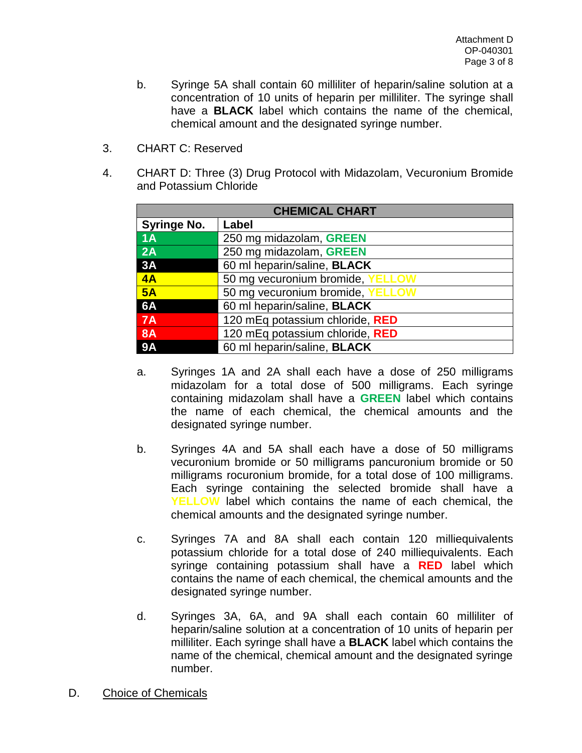b. Syringe 5A shall contain 60 milliliter of heparin/saline solution at a concentration of 10 units of heparin per milliliter. The syringe shall have a **BLACK** label which contains the name of the chemical, chemical amount and the designated syringe number.

3. CHART C: Reserved

4. CHART D: Three (3) Drug Protocol with Midazolam, Vecuronium Bromide and Potassium Chloride

| CHEMICAL CHART | |
|---|---|
| **Syringe No.** | **Label** |
| **1A** | 250 mg midazolam, **GREEN** |
| **2A** | 250 mg midazolam, **GREEN** |
| **3A** | 60 ml heparin/saline, **BLACK** |
| **4A** | 50 mg vecuronium bromide, **YELLOW** |
| **5A** | 50 mg vecuronium bromide, **YELLOW** |
| **6A** | 60 ml heparin/saline, **BLACK** |
| **7A** | 120 mEq potassium chloride, **RED** |
| **8A** | 120 mEq potassium chloride, **RED** |
| **9A** | 60 ml heparin/saline, **BLACK** |

a. Syringes 1A and 2A shall each have a dose of 250 milligrams midazolam for a total dose of 500 milligrams. Each syringe containing midazolam shall have a **GREEN** label which contains the name of each chemical, the chemical amounts and the designated syringe number.

b. Syringes 4A and 5A shall each have a dose of 50 milligrams vecuronium bromide or 50 milligrams pancuronium bromide or 50 milligrams rocuronium bromide, for a total dose of 100 milligrams. Each syringe containing the selected bromide shall have a **YELLOW** label which contains the name of each chemical, the chemical amounts and the designated syringe number.

c. Syringes 7A and 8A shall each contain 120 milliequivalents potassium chloride for a total dose of 240 milliequivalents. Each syringe containing potassium shall have a **RED** label which contains the name of each chemical, the chemical amounts and the designated syringe number.

d. Syringes 3A, 6A, and 9A shall each contain 60 milliliter of heparin/saline solution at a concentration of 10 units of heparin per milliliter. Each syringe shall have a **BLACK** label which contains the name of the chemical, chemical amount and the designated syringe number.

D. Choice of Chemicals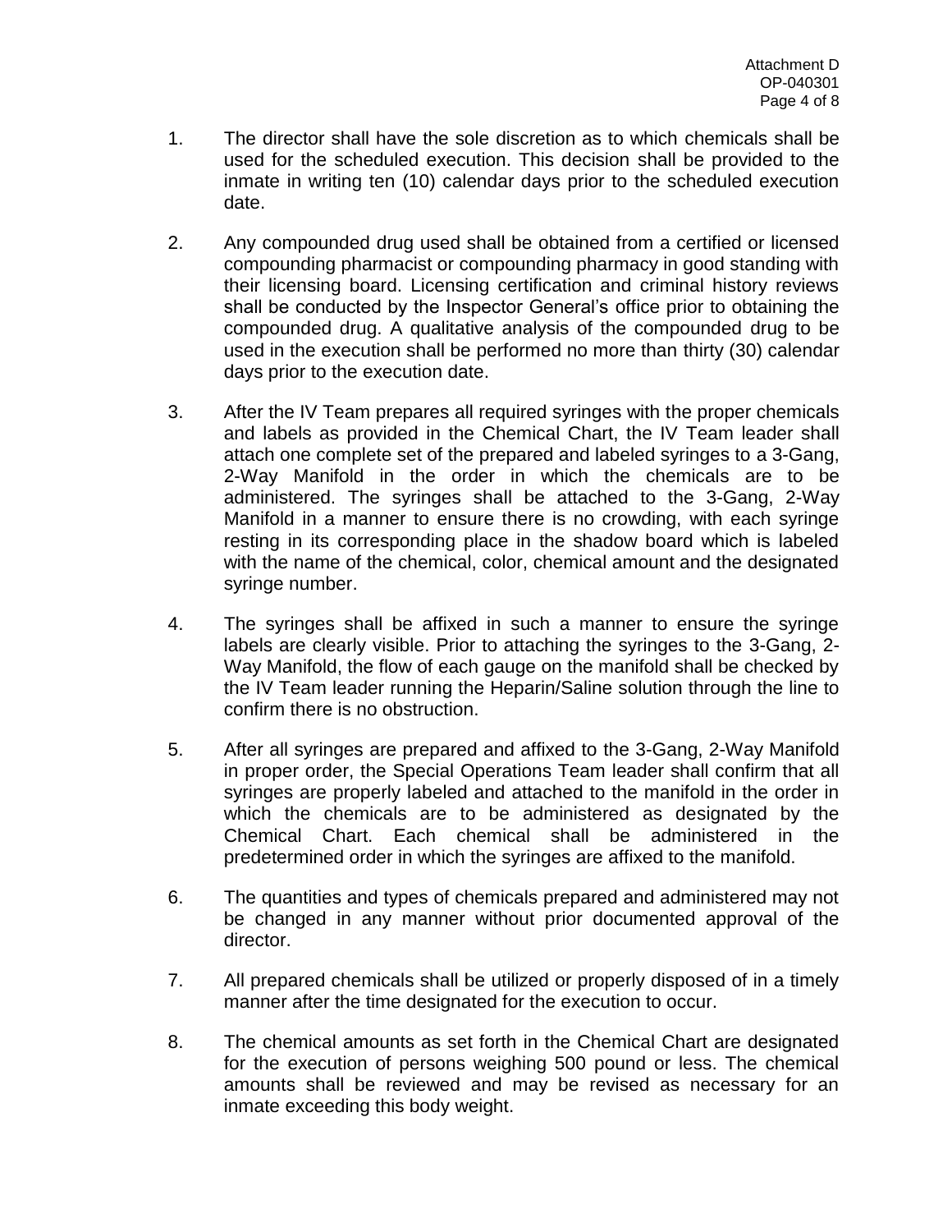1. The director shall have the sole discretion as to which chemicals shall be used for the scheduled execution. This decision shall be provided to the inmate in writing ten (10) calendar days prior to the scheduled execution date.

2. Any compounded drug used shall be obtained from a certified or licensed compounding pharmacist or compounding pharmacy in good standing with their licensing board. Licensing certification and criminal history reviews shall be conducted by the Inspector General's office prior to obtaining the compounded drug. A qualitative analysis of the compounded drug to be used in the execution shall be performed no more than thirty (30) calendar days prior to the execution date.

3. After the IV Team prepares all required syringes with the proper chemicals and labels as provided in the Chemical Chart, the IV Team leader shall attach one complete set of the prepared and labeled syringes to a 3-Gang, 2-Way Manifold in the order in which the chemicals are to be administered. The syringes shall be attached to the 3-Gang, 2-Way Manifold in a manner to ensure there is no crowding, with each syringe resting in its corresponding place in the shadow board which is labeled with the name of the chemical, color, chemical amount and the designated syringe number.

4. The syringes shall be affixed in such a manner to ensure the syringe labels are clearly visible. Prior to attaching the syringes to the 3-Gang, 2-Way Manifold, the flow of each gauge on the manifold shall be checked by the IV Team leader running the Heparin/Saline solution through the line to confirm there is no obstruction.

5. After all syringes are prepared and affixed to the 3-Gang, 2-Way Manifold in proper order, the Special Operations Team leader shall confirm that all syringes are properly labeled and attached to the manifold in the order in which the chemicals are to be administered as designated by the Chemical Chart. Each chemical shall be administered in the predetermined order in which the syringes are affixed to the manifold.

6. The quantities and types of chemicals prepared and administered may not be changed in any manner without prior documented approval of the director.

7. All prepared chemicals shall be utilized or properly disposed of in a timely manner after the time designated for the execution to occur.

8. The chemical amounts as set forth in the Chemical Chart are designated for the execution of persons weighing 500 pound or less. The chemical amounts shall be reviewed and may be revised as necessary for an inmate exceeding this body weight.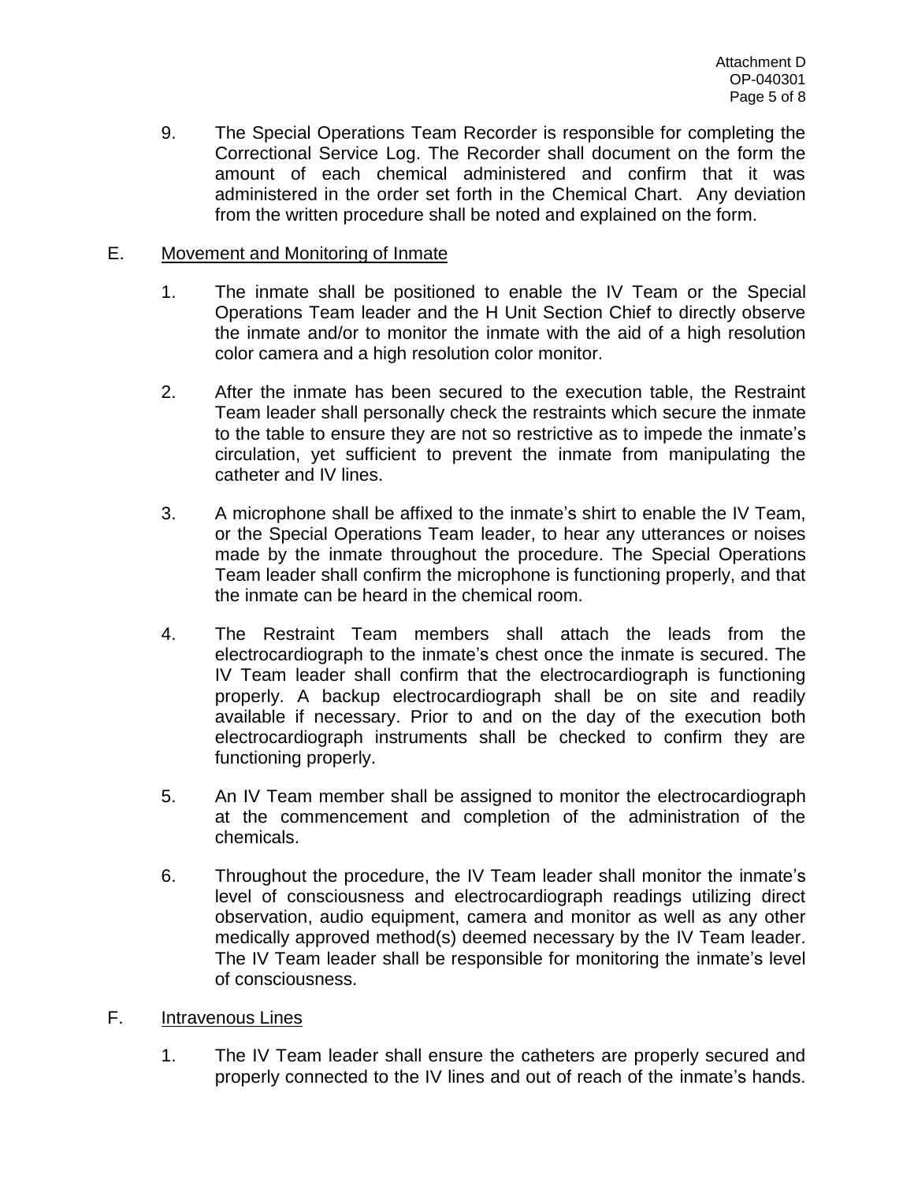9. The Special Operations Team Recorder is responsible for completing the Correctional Service Log. The Recorder shall document on the form the amount of each chemical administered and confirm that it was administered in the order set forth in the Chemical Chart. Any deviation from the written procedure shall be noted and explained on the form.

E. Movement and Monitoring of Inmate

1. The inmate shall be positioned to enable the IV Team or the Special Operations Team leader and the H Unit Section Chief to directly observe the inmate and/or to monitor the inmate with the aid of a high resolution color camera and a high resolution color monitor.

2. After the inmate has been secured to the execution table, the Restraint Team leader shall personally check the restraints which secure the inmate to the table to ensure they are not so restrictive as to impede the inmate's circulation, yet sufficient to prevent the inmate from manipulating the catheter and IV lines.

3. A microphone shall be affixed to the inmate's shirt to enable the IV Team, or the Special Operations Team leader, to hear any utterances or noises made by the inmate throughout the procedure. The Special Operations Team leader shall confirm the microphone is functioning properly, and that the inmate can be heard in the chemical room.

4. The Restraint Team members shall attach the leads from the electrocardiograph to the inmate's chest once the inmate is secured. The IV Team leader shall confirm that the electrocardiograph is functioning properly. A backup electrocardiograph shall be on site and readily available if necessary. Prior to and on the day of the execution both electrocardiograph instruments shall be checked to confirm they are functioning properly.

5. An IV Team member shall be assigned to monitor the electrocardiograph at the commencement and completion of the administration of the chemicals.

6. Throughout the procedure, the IV Team leader shall monitor the inmate's level of consciousness and electrocardiograph readings utilizing direct observation, audio equipment, camera and monitor as well as any other medically approved method(s) deemed necessary by the IV Team leader. The IV Team leader shall be responsible for monitoring the inmate's level of consciousness.

F. Intravenous Lines

1. The IV Team leader shall ensure the catheters are properly secured and properly connected to the IV lines and out of reach of the inmate's hands.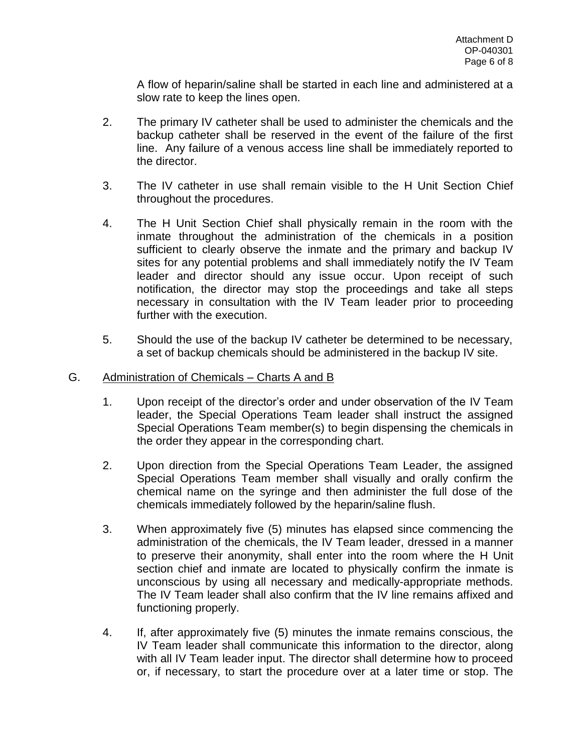A flow of heparin/saline shall be started in each line and administered at a slow rate to keep the lines open.

2. The primary IV catheter shall be used to administer the chemicals and the backup catheter shall be reserved in the event of the failure of the first line. Any failure of a venous access line shall be immediately reported to the director.

3. The IV catheter in use shall remain visible to the H Unit Section Chief throughout the procedures.

4. The H Unit Section Chief shall physically remain in the room with the inmate throughout the administration of the chemicals in a position sufficient to clearly observe the inmate and the primary and backup IV sites for any potential problems and shall immediately notify the IV Team leader and director should any issue occur. Upon receipt of such notification, the director may stop the proceedings and take all steps necessary in consultation with the IV Team leader prior to proceeding further with the execution.

5. Should the use of the backup IV catheter be determined to be necessary, a set of backup chemicals should be administered in the backup IV site.

G. <u>Administration of Chemicals – Charts A and B</u>

1. Upon receipt of the director's order and under observation of the IV Team leader, the Special Operations Team leader shall instruct the assigned Special Operations Team member(s) to begin dispensing the chemicals in the order they appear in the corresponding chart.

2. Upon direction from the Special Operations Team Leader, the assigned Special Operations Team member shall visually and orally confirm the chemical name on the syringe and then administer the full dose of the chemicals immediately followed by the heparin/saline flush.

3. When approximately five (5) minutes has elapsed since commencing the administration of the chemicals, the IV Team leader, dressed in a manner to preserve their anonymity, shall enter into the room where the H Unit section chief and inmate are located to physically confirm the inmate is unconscious by using all necessary and medically-appropriate methods. The IV Team leader shall also confirm that the IV line remains affixed and functioning properly.

4. If, after approximately five (5) minutes the inmate remains conscious, the IV Team leader shall communicate this information to the director, along with all IV Team leader input. The director shall determine how to proceed or, if necessary, to start the procedure over at a later time or stop. The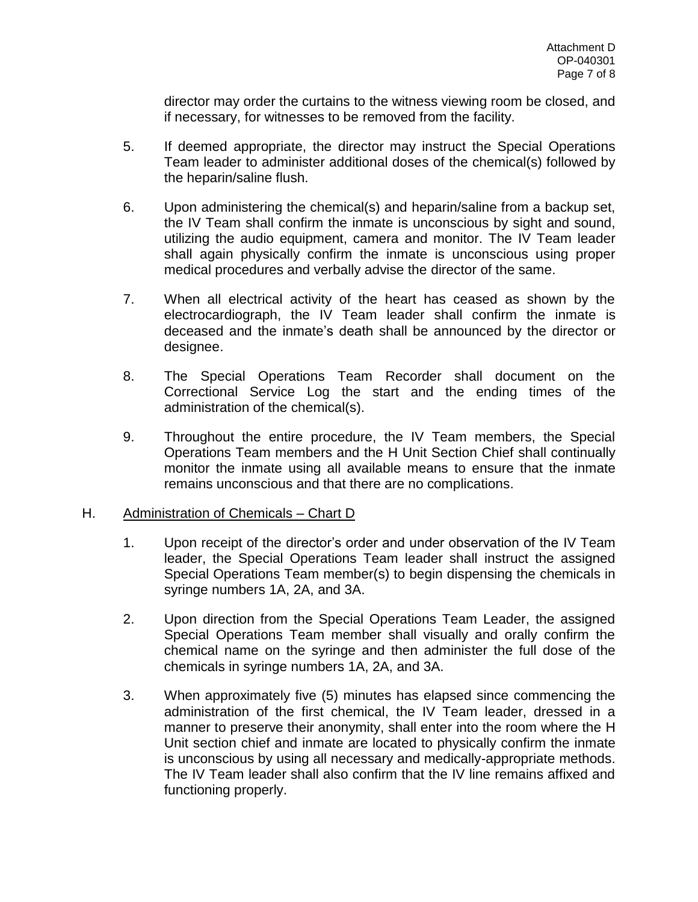director may order the curtains to the witness viewing room be closed, and if necessary, for witnesses to be removed from the facility.

5. If deemed appropriate, the director may instruct the Special Operations Team leader to administer additional doses of the chemical(s) followed by the heparin/saline flush.

6. Upon administering the chemical(s) and heparin/saline from a backup set, the IV Team shall confirm the inmate is unconscious by sight and sound, utilizing the audio equipment, camera and monitor. The IV Team leader shall again physically confirm the inmate is unconscious using proper medical procedures and verbally advise the director of the same.

7. When all electrical activity of the heart has ceased as shown by the electrocardiograph, the IV Team leader shall confirm the inmate is deceased and the inmate's death shall be announced by the director or designee.

8. The Special Operations Team Recorder shall document on the Correctional Service Log the start and the ending times of the administration of the chemical(s).

9. Throughout the entire procedure, the IV Team members, the Special Operations Team members and the H Unit Section Chief shall continually monitor the inmate using all available means to ensure that the inmate remains unconscious and that there are no complications.

## H. Administration of Chemicals – Chart D

1. Upon receipt of the director's order and under observation of the IV Team leader, the Special Operations Team leader shall instruct the assigned Special Operations Team member(s) to begin dispensing the chemicals in syringe numbers 1A, 2A, and 3A.

2. Upon direction from the Special Operations Team Leader, the assigned Special Operations Team member shall visually and orally confirm the chemical name on the syringe and then administer the full dose of the chemicals in syringe numbers 1A, 2A, and 3A.

3. When approximately five (5) minutes has elapsed since commencing the administration of the first chemical, the IV Team leader, dressed in a manner to preserve their anonymity, shall enter into the room where the H Unit section chief and inmate are located to physically confirm the inmate is unconscious by using all necessary and medically-appropriate methods. The IV Team leader shall also confirm that the IV line remains affixed and functioning properly.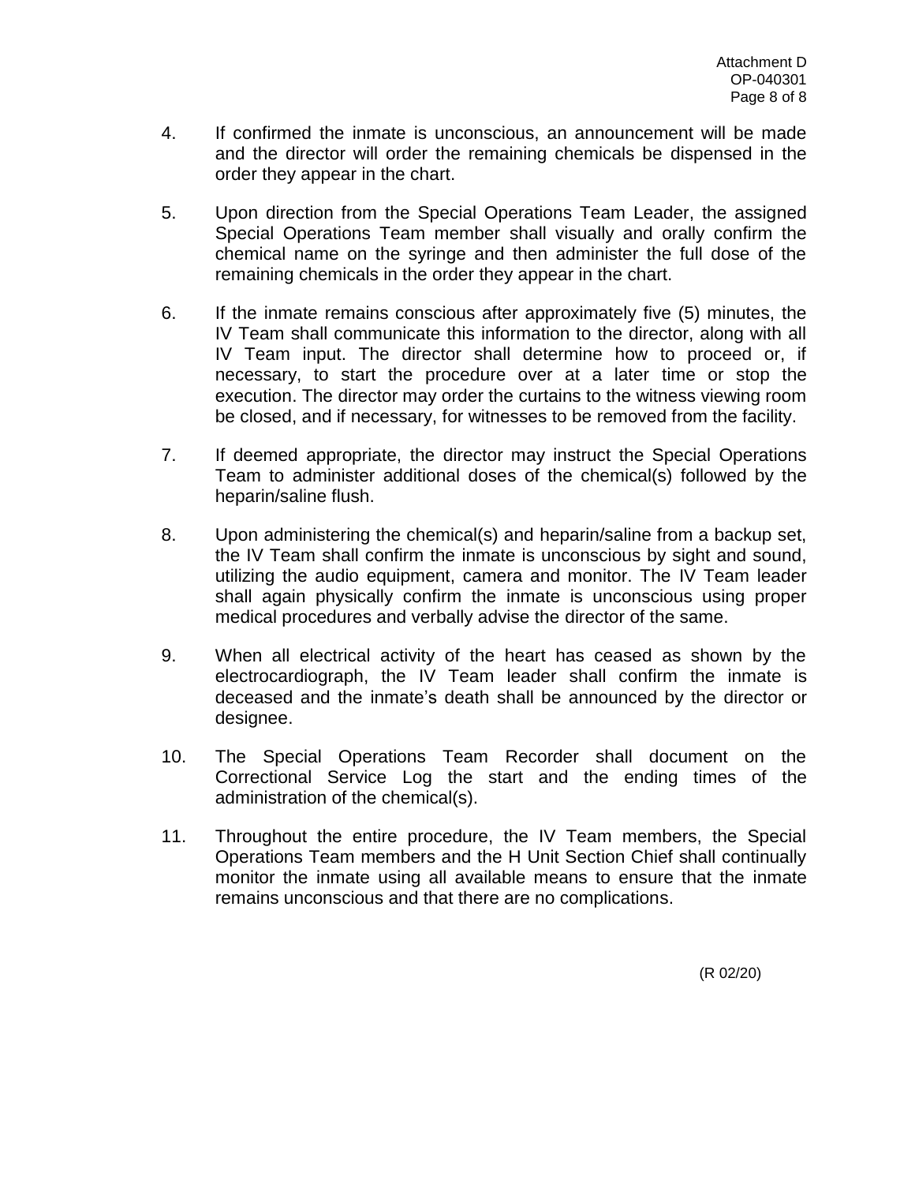4. If confirmed the inmate is unconscious, an announcement will be made and the director will order the remaining chemicals be dispensed in the order they appear in the chart.

5. Upon direction from the Special Operations Team Leader, the assigned Special Operations Team member shall visually and orally confirm the chemical name on the syringe and then administer the full dose of the remaining chemicals in the order they appear in the chart.

6. If the inmate remains conscious after approximately five (5) minutes, the IV Team shall communicate this information to the director, along with all IV Team input. The director shall determine how to proceed or, if necessary, to start the procedure over at a later time or stop the execution. The director may order the curtains to the witness viewing room be closed, and if necessary, for witnesses to be removed from the facility.

7. If deemed appropriate, the director may instruct the Special Operations Team to administer additional doses of the chemical(s) followed by the heparin/saline flush.

8. Upon administering the chemical(s) and heparin/saline from a backup set, the IV Team shall confirm the inmate is unconscious by sight and sound, utilizing the audio equipment, camera and monitor. The IV Team leader shall again physically confirm the inmate is unconscious using proper medical procedures and verbally advise the director of the same.

9. When all electrical activity of the heart has ceased as shown by the electrocardiograph, the IV Team leader shall confirm the inmate is deceased and the inmate's death shall be announced by the director or designee.

10. The Special Operations Team Recorder shall document on the Correctional Service Log the start and the ending times of the administration of the chemical(s).

11. Throughout the entire procedure, the IV Team members, the Special Operations Team members and the H Unit Section Chief shall continually monitor the inmate using all available means to ensure that the inmate remains unconscious and that there are no complications.

(R 02/20)